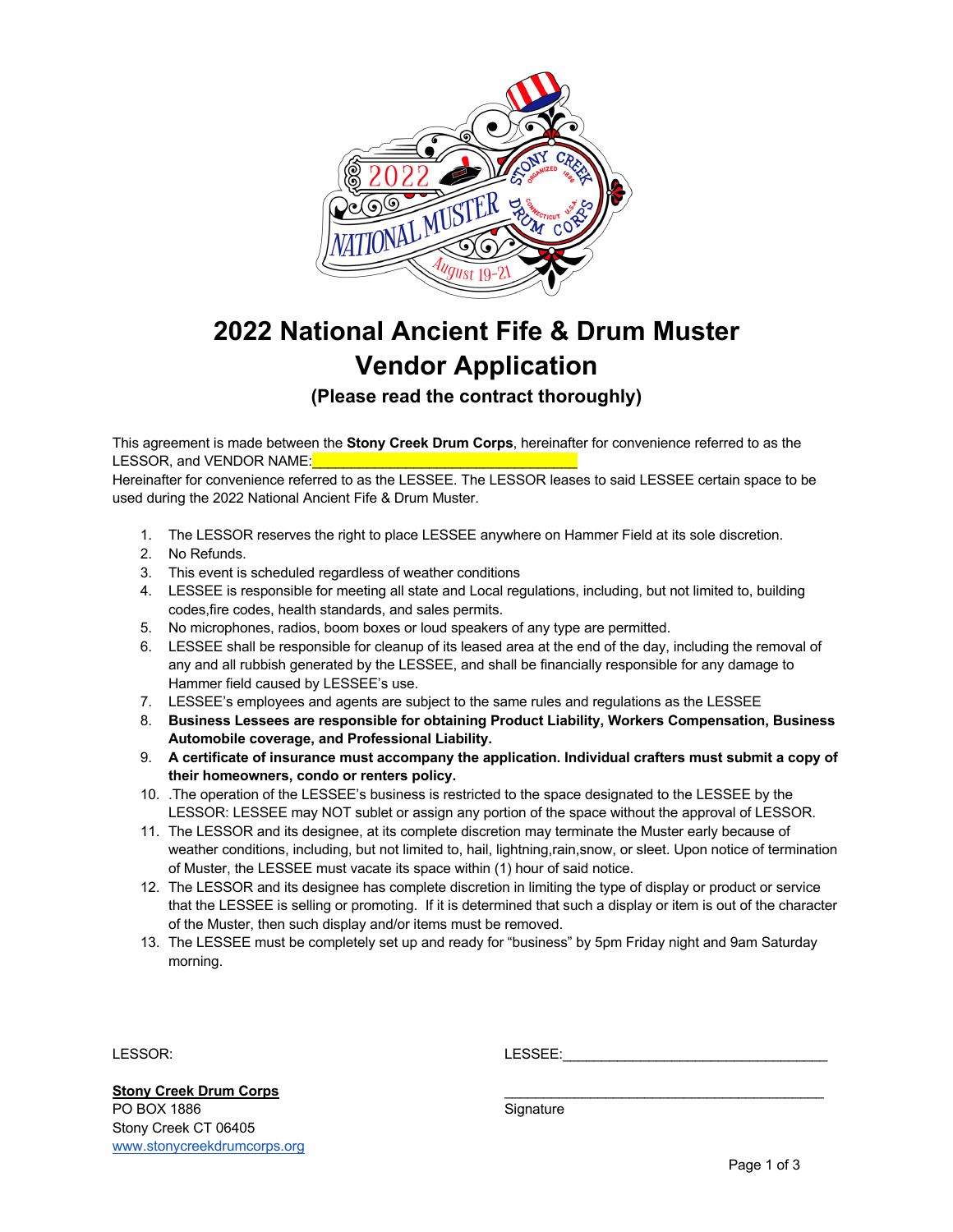# 2022 National Ancient Fife & Drum Muster
# Vendor Application

### (Please read the contract thoroughly)

This agreement is made between the **Stony Creek Drum Corps**, hereinafter for convenience referred to as the LESSOR, and VENDOR NAME:________________________________

Hereinafter for convenience referred to as the LESSEE. The LESSOR leases to said LESSEE certain space to be used during the 2022 National Ancient Fife & Drum Muster.

1. The LESSOR reserves the right to place LESSEE anywhere on Hammer Field at its sole discretion.
2. No Refunds.
3. This event is scheduled regardless of weather conditions
4. LESSEE is responsible for meeting all state and Local regulations, including, but not limited to, building codes,fire codes, health standards, and sales permits.
5. No microphones, radios, boom boxes or loud speakers of any type are permitted.
6. LESSEE shall be responsible for cleanup of its leased area at the end of the day, including the removal of any and all rubbish generated by the LESSEE, and shall be financially responsible for any damage to Hammer field caused by LESSEE's use.
7. LESSEE's employees and agents are subject to the same rules and regulations as the LESSEE
8. **Business Lessees are responsible for obtaining Product Liability, Workers Compensation, Business Automobile coverage, and Professional Liability.**
9. **A certificate of insurance must accompany the application. Individual crafters must submit a copy of their homeowners, condo or renters policy.**
10. .The operation of the LESSEE's business is restricted to the space designated to the LESSEE by the LESSOR: LESSEE may NOT sublet or assign any portion of the space without the approval of LESSOR.
11. The LESSOR and its designee, at its complete discretion may terminate the Muster early because of weather conditions, including, but not limited to, hail, lightning,rain,snow, or sleet. Upon notice of termination of Muster, the LESSEE must vacate its space within (1) hour of said notice.
12. The LESSOR and its designee has complete discretion in limiting the type of display or product or service that the LESSEE is selling or promoting. If it is determined that such a display or item is out of the character of the Muster, then such display and/or items must be removed.
13. The LESSEE must be completely set up and ready for "business" by 5pm Friday night and 9am Saturday morning.

LESSOR:

**Stony Creek Drum Corps**
PO BOX 1886
Stony Creek CT 06405
www.stonycreekdrumcorps.org

LESSEE:________________________________

________________________________
Signature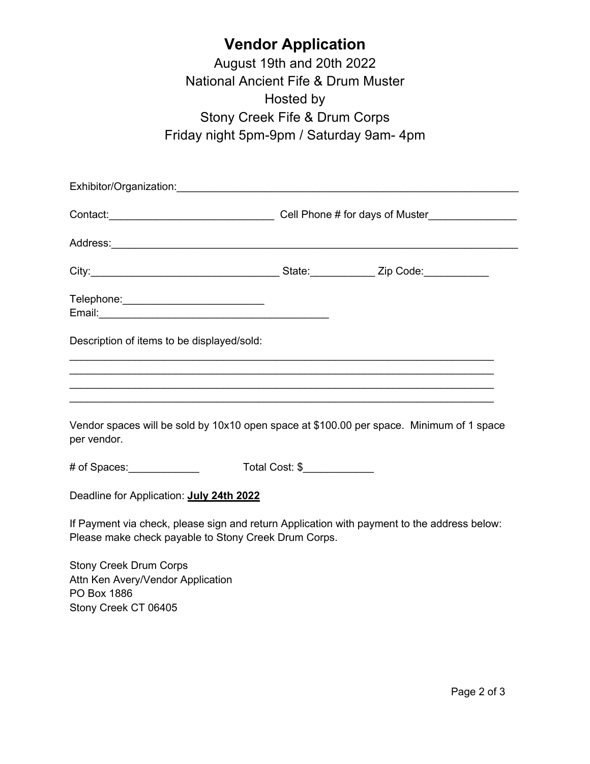# Vendor Application

August 19th and 20th 2022
National Ancient Fife & Drum Muster
Hosted by
Stony Creek Fife & Drum Corps
Friday night 5pm-9pm / Saturday 9am- 4pm

Exhibitor/Organization:____________________________________________________________

Contact:____________________________ Cell Phone # for days of Muster_______________

Address:_________________________________________________________________________

City:_________________________________ State:___________ Zip Code:___________

Telephone:________________________
Email:________________________________________

Description of items to be displayed/sold:

___________________________________________________________________________
___________________________________________________________________________
___________________________________________________________________________
___________________________________________________________________________

Vendor spaces will be sold by 10x10 open space at $100.00 per space. Minimum of 1 space per vendor.

# of Spaces:____________ Total Cost: $____________

Deadline for Application: **July 24th 2022**

If Payment via check, please sign and return Application with payment to the address below:
Please make check payable to Stony Creek Drum Corps.

Stony Creek Drum Corps
Attn Ken Avery/Vendor Application
PO Box 1886
Stony Creek CT 06405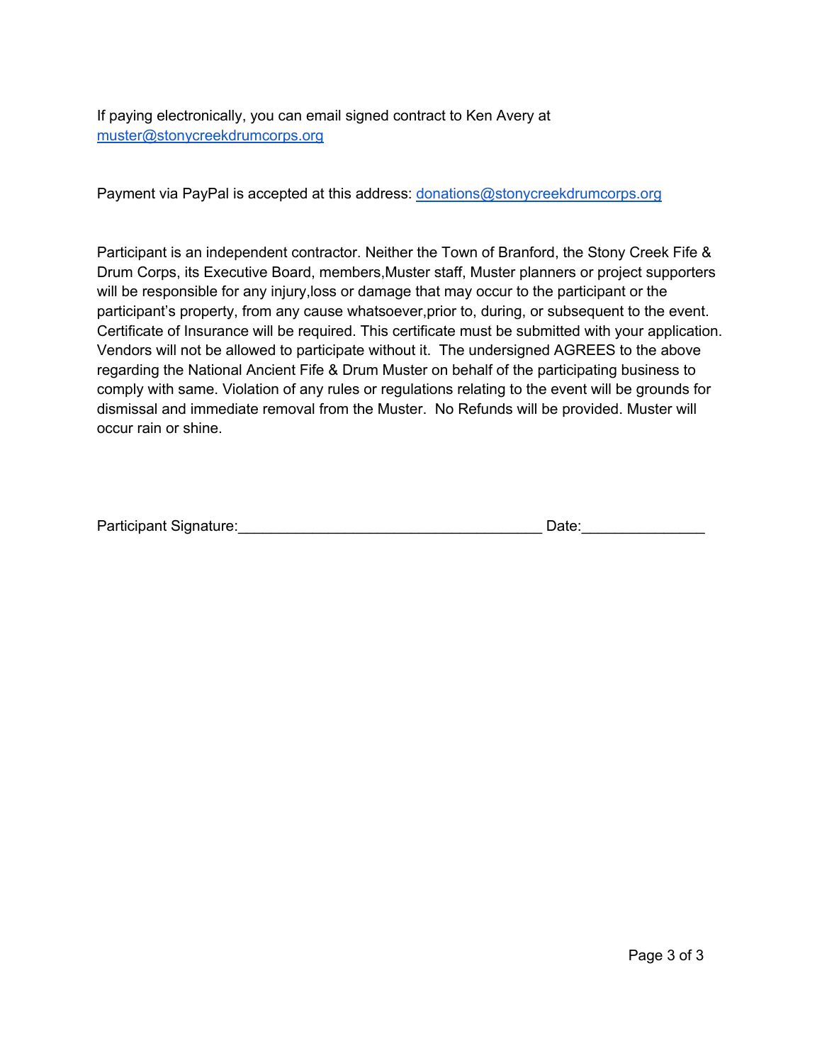If paying electronically, you can email signed contract to Ken Avery at muster@stonycreekdrumcorps.org

Payment via PayPal is accepted at this address: donations@stonycreekdrumcorps.org

Participant is an independent contractor. Neither the Town of Branford, the Stony Creek Fife & Drum Corps, its Executive Board, members,Muster staff, Muster planners or project supporters will be responsible for any injury,loss or damage that may occur to the participant or the participant's property, from any cause whatsoever,prior to, during, or subsequent to the event. Certificate of Insurance will be required. This certificate must be submitted with your application. Vendors will not be allowed to participate without it. The undersigned AGREES to the above regarding the National Ancient Fife & Drum Muster on behalf of the participating business to comply with same. Violation of any rules or regulations relating to the event will be grounds for dismissal and immediate removal from the Muster. No Refunds will be provided. Muster will occur rain or shine.

Participant Signature:_____________________________________ Date:_______________